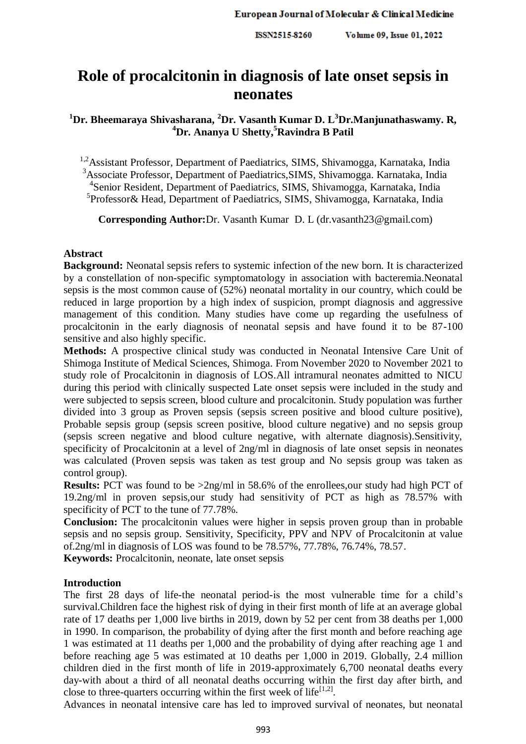# Role of procalcitonin in diagnosis of late onset sepsis in neonates

**[1]Dr. Bheemaraya Shivasharana, [2]Dr. Vasanth Kumar D. L[3]Dr.Manjunathaswamy. R, [4]Dr. Ananya U Shetty,[5]Ravindra B Patil**

[1,2]Assistant Professor, Department of Paediatrics, SIMS, Shivamogga, Karnataka, India
[3]Associate Professor, Department of Paediatrics,SIMS, Shivamogga. Karnataka, India
[4]Senior Resident, Department of Paediatrics, SIMS, Shivamogga, Karnataka, India
[5]Professor& Head, Department of Paediatrics, SIMS, Shivamogga, Karnataka, India

**Corresponding Author:**Dr. Vasanth Kumar D. L (dr.vasanth23@gmail.com)

## Abstract

**Background:** Neonatal sepsis refers to systemic infection of the new born. It is characterized by a constellation of non-specific symptomatology in association with bacteremia.Neonatal sepsis is the most common cause of (52%) neonatal mortality in our country, which could be reduced in large proportion by a high index of suspicion, prompt diagnosis and aggressive management of this condition. Many studies have come up regarding the usefulness of procalcitonin in the early diagnosis of neonatal sepsis and have found it to be 87-100 sensitive and also highly specific.

**Methods:** A prospective clinical study was conducted in Neonatal Intensive Care Unit of Shimoga Institute of Medical Sciences, Shimoga. From November 2020 to November 2021 to study role of Procalcitonin in diagnosis of LOS.All intramural neonates admitted to NICU during this period with clinically suspected Late onset sepsis were included in the study and were subjected to sepsis screen, blood culture and procalcitonin. Study population was further divided into 3 group as Proven sepsis (sepsis screen positive and blood culture positive), Probable sepsis group (sepsis screen positive, blood culture negative) and no sepsis group (sepsis screen negative and blood culture negative, with alternate diagnosis).Sensitivity, specificity of Procalcitonin at a level of 2ng/ml in diagnosis of late onset sepsis in neonates was calculated (Proven sepsis was taken as test group and No sepsis group was taken as control group).

**Results:** PCT was found to be >2ng/ml in 58.6% of the enrollees,our study had high PCT of 19.2ng/ml in proven sepsis,our study had sensitivity of PCT as high as 78.57% with specificity of PCT to the tune of 77.78%.

**Conclusion:** The procalcitonin values were higher in sepsis proven group than in probable sepsis and no sepsis group. Sensitivity, Specificity, PPV and NPV of Procalcitonin at value of.2ng/ml in diagnosis of LOS was found to be 78.57%, 77.78%, 76.74%, 78.57.

**Keywords:** Procalcitonin, neonate, late onset sepsis

## Introduction

The first 28 days of life-the neonatal period-is the most vulnerable time for a child's survival.Children face the highest risk of dying in their first month of life at an average global rate of 17 deaths per 1,000 live births in 2019, down by 52 per cent from 38 deaths per 1,000 in 1990. In comparison, the probability of dying after the first month and before reaching age 1 was estimated at 11 deaths per 1,000 and the probability of dying after reaching age 1 and before reaching age 5 was estimated at 10 deaths per 1,000 in 2019. Globally, 2.4 million children died in the first month of life in 2019-approximately 6,700 neonatal deaths every day-with about a third of all neonatal deaths occurring within the first day after birth, and close to three-quarters occurring within the first week of life[1,2].

Advances in neonatal intensive care has led to improved survival of neonates, but neonatal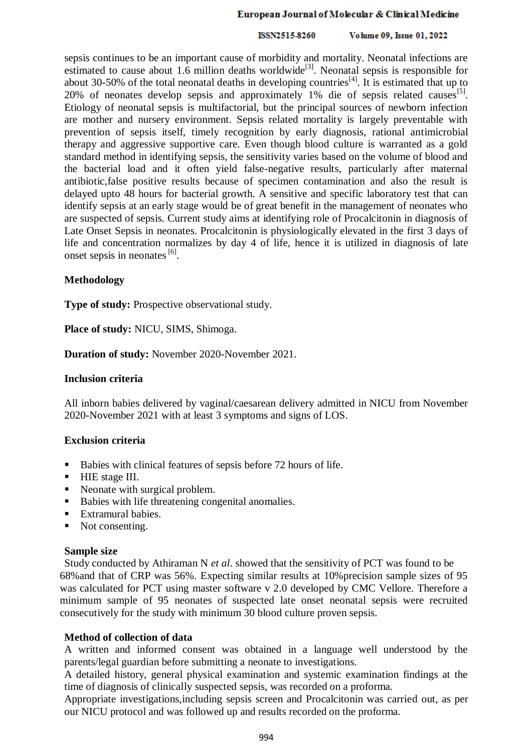sepsis continues to be an important cause of morbidity and mortality. Neonatal infections are estimated to cause about 1.6 million deaths worldwide[3]. Neonatal sepsis is responsible for about 30-50% of the total neonatal deaths in developing countries[4]. It is estimated that up to 20% of neonates develop sepsis and approximately 1% die of sepsis related causes[5]. Etiology of neonatal sepsis is multifactorial, but the principal sources of newborn infection are mother and nursery environment. Sepsis related mortality is largely preventable with prevention of sepsis itself, timely recognition by early diagnosis, rational antimicrobial therapy and aggressive supportive care. Even though blood culture is warranted as a gold standard method in identifying sepsis, the sensitivity varies based on the volume of blood and the bacterial load and it often yield false-negative results, particularly after maternal antibiotic,false positive results because of specimen contamination and also the result is delayed upto 48 hours for bacterial growth. A sensitive and specific laboratory test that can identify sepsis at an early stage would be of great benefit in the management of neonates who are suspected of sepsis. Current study aims at identifying role of Procalcitonin in diagnosis of Late Onset Sepsis in neonates. Procalcitonin is physiologically elevated in the first 3 days of life and concentration normalizes by day 4 of life, hence it is utilized in diagnosis of late onset sepsis in neonates [6].

## Methodology

**Type of study:** Prospective observational study.

**Place of study:** NICU, SIMS, Shimoga.

**Duration of study:** November 2020-November 2021.

### Inclusion criteria

All inborn babies delivered by vaginal/caesarean delivery admitted in NICU from November 2020-November 2021 with at least 3 symptoms and signs of LOS.

### Exclusion criteria

- Babies with clinical features of sepsis before 72 hours of life.
- HIE stage III.
- Neonate with surgical problem.
- Babies with life threatening congenital anomalies.
- Extramural babies.
- Not consenting.

### Sample size

Study conducted by Athiraman N *et al*. showed that the sensitivity of PCT was found to be 68%and that of CRP was 56%. Expecting similar results at 10%precision sample sizes of 95 was calculated for PCT using master software v 2.0 developed by CMC Vellore. Therefore a minimum sample of 95 neonates of suspected late onset neonatal sepsis were recruited consecutively for the study with minimum 30 blood culture proven sepsis.

### Method of collection of data

A written and informed consent was obtained in a language well understood by the parents/legal guardian before submitting a neonate to investigations.

A detailed history, general physical examination and systemic examination findings at the time of diagnosis of clinically suspected sepsis, was recorded on a proforma.

Appropriate investigations,including sepsis screen and Procalcitonin was carried out, as per our NICU protocol and was followed up and results recorded on the proforma.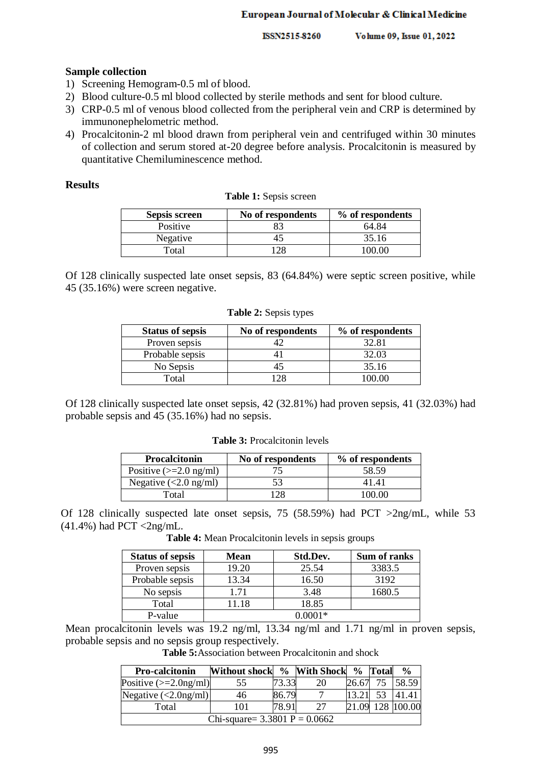**Sample collection**

1) Screening Hemogram-0.5 ml of blood.
2) Blood culture-0.5 ml blood collected by sterile methods and sent for blood culture.
3) CRP-0.5 ml of venous blood collected from the peripheral vein and CRP is determined by immunonephelometric method.
4) Procalcitonin-2 ml blood drawn from peripheral vein and centrifuged within 30 minutes of collection and serum stored at-20 degree before analysis. Procalcitonin is measured by quantitative Chemiluminescence method.

**Results**

**Table 1:** Sepsis screen

| Sepsis screen | No of respondents | % of respondents |
|---|---|---|
| Positive | 83 | 64.84 |
| Negative | 45 | 35.16 |
| Total | 128 | 100.00 |

Of 128 clinically suspected late onset sepsis, 83 (64.84%) were septic screen positive, while 45 (35.16%) were screen negative.

**Table 2:** Sepsis types

| Status of sepsis | No of respondents | % of respondents |
|---|---|---|
| Proven sepsis | 42 | 32.81 |
| Probable sepsis | 41 | 32.03 |
| No Sepsis | 45 | 35.16 |
| Total | 128 | 100.00 |

Of 128 clinically suspected late onset sepsis, 42 (32.81%) had proven sepsis, 41 (32.03%) had probable sepsis and 45 (35.16%) had no sepsis.

**Table 3:** Procalcitonin levels

| Procalcitonin | No of respondents | % of respondents |
|---|---|---|
| Positive (>=2.0 ng/ml) | 75 | 58.59 |
| Negative (<2.0 ng/ml) | 53 | 41.41 |
| Total | 128 | 100.00 |

Of 128 clinically suspected late onset sepsis, 75 (58.59%) had PCT >2ng/mL, while 53 (41.4%) had PCT <2ng/mL.

**Table 4:** Mean Procalcitonin levels in sepsis groups

| Status of sepsis | Mean | Std.Dev. | Sum of ranks |
|---|---|---|---|
| Proven sepsis | 19.20 | 25.54 | 3383.5 |
| Probable sepsis | 13.34 | 16.50 | 3192 |
| No sepsis | 1.71 | 3.48 | 1680.5 |
| Total | 11.18 | 18.85 | |
| P-value | 0.0001* | | |

Mean procalcitonin levels was 19.2 ng/ml, 13.34 ng/ml and 1.71 ng/ml in proven sepsis, probable sepsis and no sepsis group respectively.

**Table 5:** Association between Procalcitonin and shock

| Pro-calcitonin | Without shock | % | With Shock | % | Total | % |
|---|---|---|---|---|---|---|
| Positive (>=2.0ng/ml) | 55 | 73.33 | 20 | 26.67 | 75 | 58.59 |
| Negative (<2.0ng/ml) | 46 | 86.79 | 7 | 13.21 | 53 | 41.41 |
| Total | 101 | 78.91 | 27 | 21.09 | 128 | 100.00 |
| Chi-square= 3.3801 P = 0.0662 | | | | | | |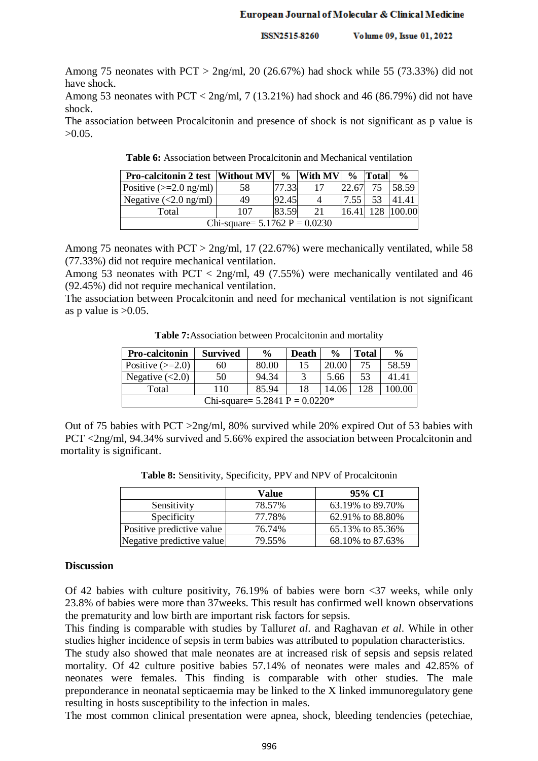Among 75 neonates with PCT > 2ng/ml, 20 (26.67%) had shock while 55 (73.33%) did not have shock.

Among 53 neonates with PCT < 2ng/ml, 7 (13.21%) had shock and 46 (86.79%) did not have shock.

The association between Procalcitonin and presence of shock is not significant as p value is >0.05.

**Table 6:** Association between Procalcitonin and Mechanical ventilation

| Pro-calcitonin 2 test | Without MV | % | With MV | % | Total | % |
|---|---|---|---|---|---|---|
| Positive (>=2.0 ng/ml) | 58 | 77.33 | 17 | 22.67 | 75 | 58.59 |
| Negative (<2.0 ng/ml) | 49 | 92.45 | 4 | 7.55 | 53 | 41.41 |
| Total | 107 | 83.59 | 21 | 16.41 | 128 | 100.00 |
| Chi-square= 5.1762 P = 0.0230 | | | | | | |

Among 75 neonates with PCT > 2ng/ml, 17 (22.67%) were mechanically ventilated, while 58 (77.33%) did not require mechanical ventilation.

Among 53 neonates with PCT < 2ng/ml, 49 (7.55%) were mechanically ventilated and 46 (92.45%) did not require mechanical ventilation.

The association between Procalcitonin and need for mechanical ventilation is not significant as p value is >0.05.

**Table 7:** Association between Procalcitonin and mortality

| Pro-calcitonin | Survived | % | Death | % | Total | % |
|---|---|---|---|---|---|---|
| Positive (>=2.0) | 60 | 80.00 | 15 | 20.00 | 75 | 58.59 |
| Negative (<2.0) | 50 | 94.34 | 3 | 5.66 | 53 | 41.41 |
| Total | 110 | 85.94 | 18 | 14.06 | 128 | 100.00 |
| Chi-square= 5.2841 P = 0.0220* | | | | | | |

Out of 75 babies with PCT >2ng/ml, 80% survived while 20% expired Out of 53 babies with PCT <2ng/ml, 94.34% survived and 5.66% expired the association between Procalcitonin and mortality is significant.

**Table 8:** Sensitivity, Specificity, PPV and NPV of Procalcitonin

| | Value | 95% CI |
|---|---|---|
| Sensitivity | 78.57% | 63.19% to 89.70% |
| Specificity | 77.78% | 62.91% to 88.80% |
| Positive predictive value | 76.74% | 65.13% to 85.36% |
| Negative predictive value | 79.55% | 68.10% to 87.63% |

## Discussion

Of 42 babies with culture positivity, 76.19% of babies were born <37 weeks, while only 23.8% of babies were more than 37weeks. This result has confirmed well known observations the prematurity and low birth are important risk factors for sepsis.

This finding is comparable with studies by Tallur*et al*. and Raghavan *et al*. While in other studies higher incidence of sepsis in term babies was attributed to population characteristics.

The study also showed that male neonates are at increased risk of sepsis and sepsis related mortality. Of 42 culture positive babies 57.14% of neonates were males and 42.85% of neonates were females. This finding is comparable with other studies. The male preponderance in neonatal septicaemia may be linked to the X linked immunoregulatory gene resulting in hosts susceptibility to the infection in males.

The most common clinical presentation were apnea, shock, bleeding tendencies (petechiae,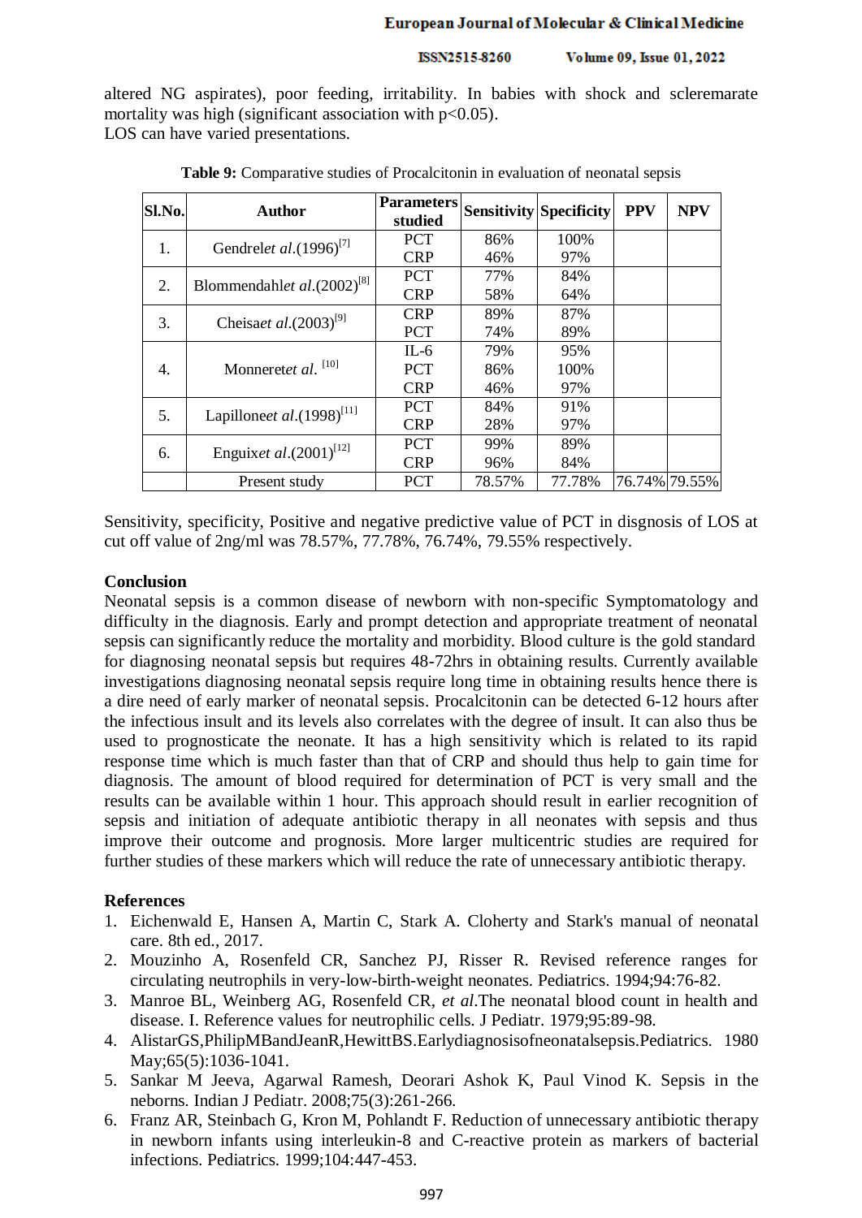altered NG aspirates), poor feeding, irritability. In babies with shock and scleremarate mortality was high (significant association with $p<0.05$).
LOS can have varied presentations.

**Table 9:** Comparative studies of Procalcitonin in evaluation of neonatal sepsis

| Sl.No. | Author | Parameters studied | Sensitivity | Specificity | PPV | NPV |
|---|---|---|---|---|---|---|
| 1. | Gendrel*et al*.(1996)[7] | PCT | 86% | 100% | | |
| | | CRP | 46% | 97% | | |
| 2. | Blommendahl*et al*.(2002)[8] | PCT | 77% | 84% | | |
| | | CRP | 58% | 64% | | |
| 3. | Cheisa*et al*.(2003)[9] | CRP | 89% | 87% | | |
| | | PCT | 74% | 89% | | |
| 4. | Monneret*et al*. [10] | IL-6 | 79% | 95% | | |
| | | PCT | 86% | 100% | | |
| | | CRP | 46% | 97% | | |
| 5. | Lapillone*et al*.(1998)[11] | PCT | 84% | 91% | | |
| | | CRP | 28% | 97% | | |
| 6. | Enguix*et al*.(2001)[12] | PCT | 99% | 89% | | |
| | | CRP | 96% | 84% | | |
| | Present study | PCT | 78.57% | 77.78% | 76.74% | 79.55% |

Sensitivity, specificity, Positive and negative predictive value of PCT in disgnosis of LOS at cut off value of 2ng/ml was 78.57%, 77.78%, 76.74%, 79.55% respectively.

## Conclusion

Neonatal sepsis is a common disease of newborn with non-specific Symptomatology and difficulty in the diagnosis. Early and prompt detection and appropriate treatment of neonatal sepsis can significantly reduce the mortality and morbidity. Blood culture is the gold standard for diagnosing neonatal sepsis but requires 48-72hrs in obtaining results. Currently available investigations diagnosing neonatal sepsis require long time in obtaining results hence there is a dire need of early marker of neonatal sepsis. Procalcitonin can be detected 6-12 hours after the infectious insult and its levels also correlates with the degree of insult. It can also thus be used to prognosticate the neonate. It has a high sensitivity which is related to its rapid response time which is much faster than that of CRP and should thus help to gain time for diagnosis. The amount of blood required for determination of PCT is very small and the results can be available within 1 hour. This approach should result in earlier recognition of sepsis and initiation of adequate antibiotic therapy in all neonates with sepsis and thus improve their outcome and prognosis. More larger multicentric studies are required for further studies of these markers which will reduce the rate of unnecessary antibiotic therapy.

## References

1. Eichenwald E, Hansen A, Martin C, Stark A. Cloherty and Stark's manual of neonatal care. 8th ed., 2017.
2. Mouzinho A, Rosenfeld CR, Sanchez PJ, Risser R. Revised reference ranges for circulating neutrophils in very-low-birth-weight neonates. Pediatrics. 1994;94:76-82.
3. Manroe BL, Weinberg AG, Rosenfeld CR, *et al*.The neonatal blood count in health and disease. I. Reference values for neutrophilic cells. J Pediatr. 1979;95:89-98.
4. AlistarGS,PhilipMBandJeanR,HewittBS.Earlydiagnosisofneonatalsepsis.Pediatrics. 1980 May;65(5):1036-1041.
5. Sankar M Jeeva, Agarwal Ramesh, Deorari Ashok K, Paul Vinod K. Sepsis in the neborns. Indian J Pediatr. 2008;75(3):261-266.
6. Franz AR, Steinbach G, Kron M, Pohlandt F. Reduction of unnecessary antibiotic therapy in newborn infants using interleukin-8 and C-reactive protein as markers of bacterial infections. Pediatrics. 1999;104:447-453.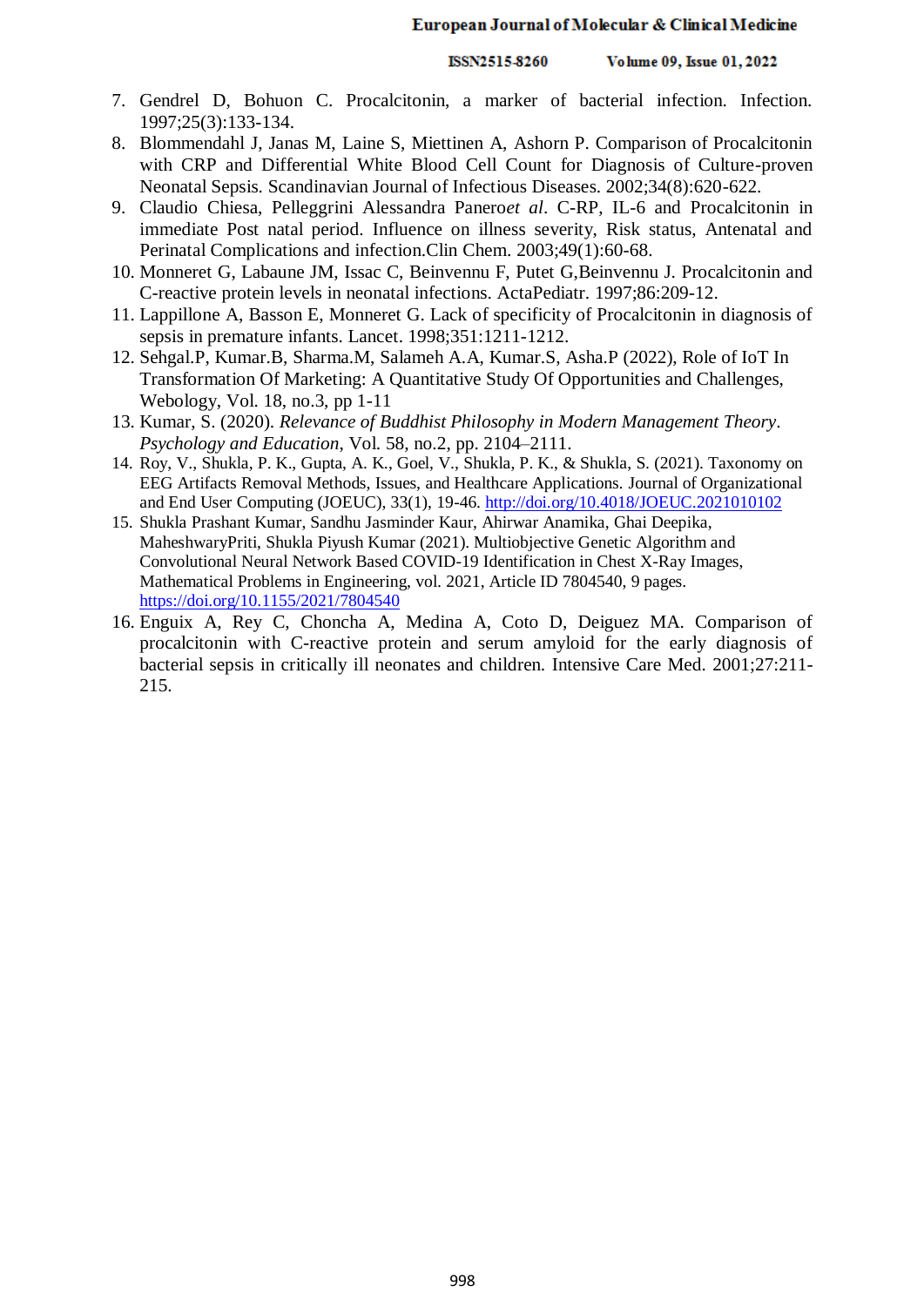7. Gendrel D, Bohuon C. Procalcitonin, a marker of bacterial infection. Infection. 1997;25(3):133-134.
8. Blommendahl J, Janas M, Laine S, Miettinen A, Ashorn P. Comparison of Procalcitonin with CRP and Differential White Blood Cell Count for Diagnosis of Culture-proven Neonatal Sepsis. Scandinavian Journal of Infectious Diseases. 2002;34(8):620-622.
9. Claudio Chiesa, Pelleggrini Alessandra Panero*et al*. C-RP, IL-6 and Procalcitonin in immediate Post natal period. Influence on illness severity, Risk status, Antenatal and Perinatal Complications and infection.Clin Chem. 2003;49(1):60-68.
10. Monneret G, Labaune JM, Issac C, Beinvennu F, Putet G,Beinvennu J. Procalcitonin and C-reactive protein levels in neonatal infections. ActaPediatr. 1997;86:209-12.
11. Lappillone A, Basson E, Monneret G. Lack of specificity of Procalcitonin in diagnosis of sepsis in premature infants. Lancet. 1998;351:1211-1212.
12. Sehgal.P, Kumar.B, Sharma.M, Salameh A.A, Kumar.S, Asha.P (2022), Role of IoT In Transformation Of Marketing: A Quantitative Study Of Opportunities and Challenges, Webology, Vol. 18, no.3, pp 1-11
13. Kumar, S. (2020). *Relevance of Buddhist Philosophy in Modern Management Theory*. *Psychology and Education*, Vol. 58, no.2, pp. 2104–2111.
14. Roy, V., Shukla, P. K., Gupta, A. K., Goel, V., Shukla, P. K., & Shukla, S. (2021). Taxonomy on EEG Artifacts Removal Methods, Issues, and Healthcare Applications. Journal of Organizational and End User Computing (JOEUC), 33(1), 19-46. http://doi.org/10.4018/JOEUC.2021010102
15. Shukla Prashant Kumar, Sandhu Jasminder Kaur, Ahirwar Anamika, Ghai Deepika, MaheshwaryPriti, Shukla Piyush Kumar (2021). Multiobjective Genetic Algorithm and Convolutional Neural Network Based COVID-19 Identification in Chest X-Ray Images, Mathematical Problems in Engineering, vol. 2021, Article ID 7804540, 9 pages. https://doi.org/10.1155/2021/7804540
16. Enguix A, Rey C, Choncha A, Medina A, Coto D, Deiguez MA. Comparison of procalcitonin with C-reactive protein and serum amyloid for the early diagnosis of bacterial sepsis in critically ill neonates and children. Intensive Care Med. 2001;27:211-215.